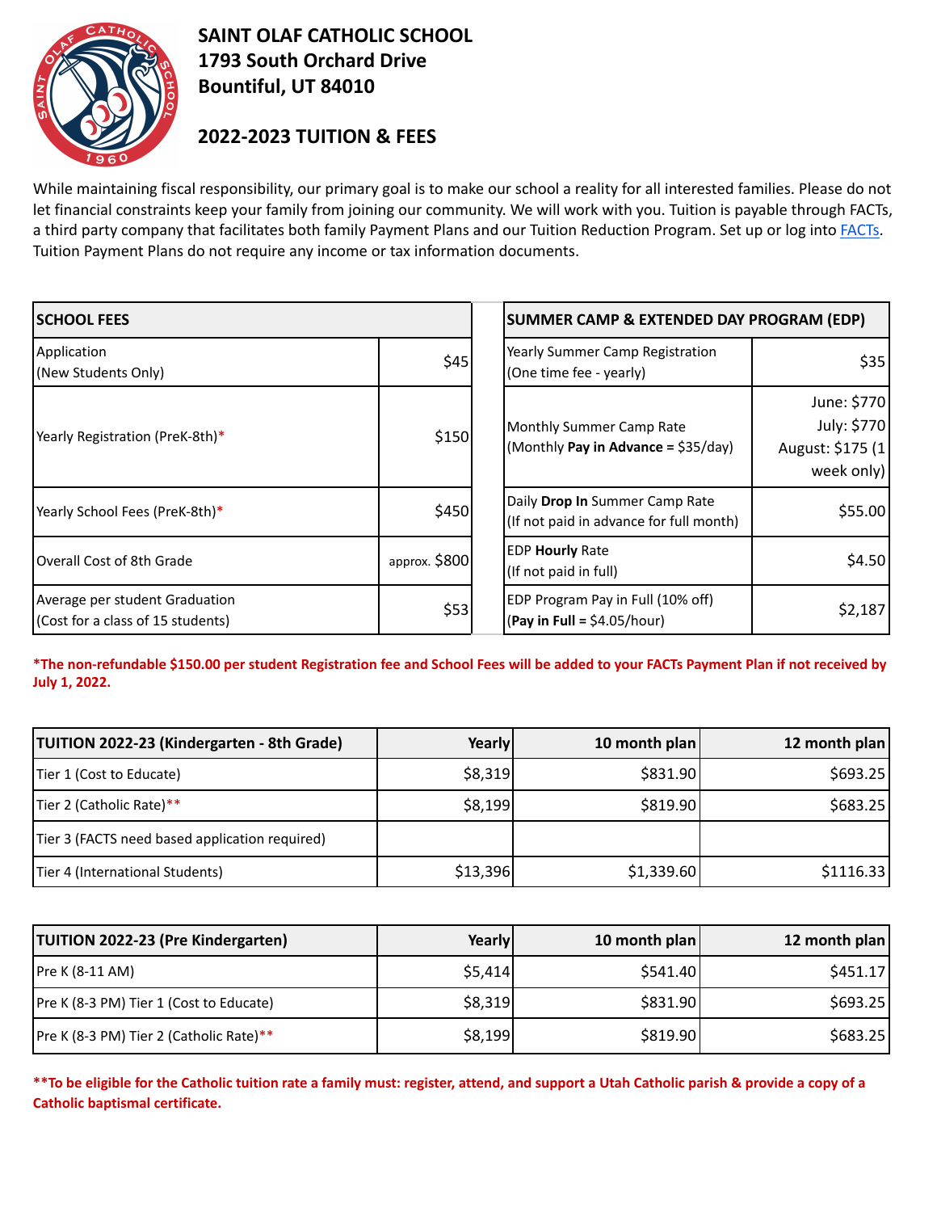# SAINT OLAF CATHOLIC SCHOOL
## 1793 South Orchard Drive
## Bountiful, UT 84010

## 2022-2023 TUITION & FEES

While maintaining fiscal responsibility, our primary goal is to make our school a reality for all interested families. Please do not let financial constraints keep your family from joining our community. We will work with you. Tuition is payable through FACTs, a third party company that facilitates both family Payment Plans and our Tuition Reduction Program. Set up or log into FACTs. Tuition Payment Plans do not require any income or tax information documents.

| SCHOOL FEES | |
|---|---|
| Application (New Students Only) | $45 |
| Yearly Registration (PreK-8th)* | $150 |
| Yearly School Fees (PreK-8th)* | $450 |
| Overall Cost of 8th Grade | approx. $800 |
| Average per student Graduation (Cost for a class of 15 students) | $53 |

| SUMMER CAMP & EXTENDED DAY PROGRAM (EDP) | |
|---|---|
| Yearly Summer Camp Registration (One time fee - yearly) | $35 |
| Monthly Summer Camp Rate (Monthly **Pay in Advance** = $35/day) | June: $770 July: $770 August: $175 (1 week only) |
| Daily **Drop In** Summer Camp Rate (If not paid in advance for full month) | $55.00 |
| EDP **Hourly** Rate (If not paid in full) | $4.50 |
| EDP Program Pay in Full (10% off) (**Pay in Full** = $4.05/hour) | $2,187 |

**\*The non-refundable $150.00 per student Registration fee and School Fees will be added to your FACTs Payment Plan if not received by July 1, 2022.**

| TUITION 2022-23 (Kindergarten - 8th Grade) | Yearly | 10 month plan | 12 month plan |
|---|---|---|---|
| Tier 1 (Cost to Educate) | $8,319 | $831.90 | $693.25 |
| Tier 2 (Catholic Rate)** | $8,199 | $819.90 | $683.25 |
| Tier 3 (FACTS need based application required) | | | |
| Tier 4 (International Students) | $13,396 | $1,339.60 | $1116.33 |

| TUITION 2022-23 (Pre Kindergarten) | Yearly | 10 month plan | 12 month plan |
|---|---|---|---|
| Pre K (8-11 AM) | $5,414 | $541.40 | $451.17 |
| Pre K (8-3 PM) Tier 1 (Cost to Educate) | $8,319 | $831.90 | $693.25 |
| Pre K (8-3 PM) Tier 2 (Catholic Rate)** | $8,199 | $819.90 | $683.25 |

**\*\*To be eligible for the Catholic tuition rate a family must: register, attend, and support a Utah Catholic parish & provide a copy of a Catholic baptismal certificate.**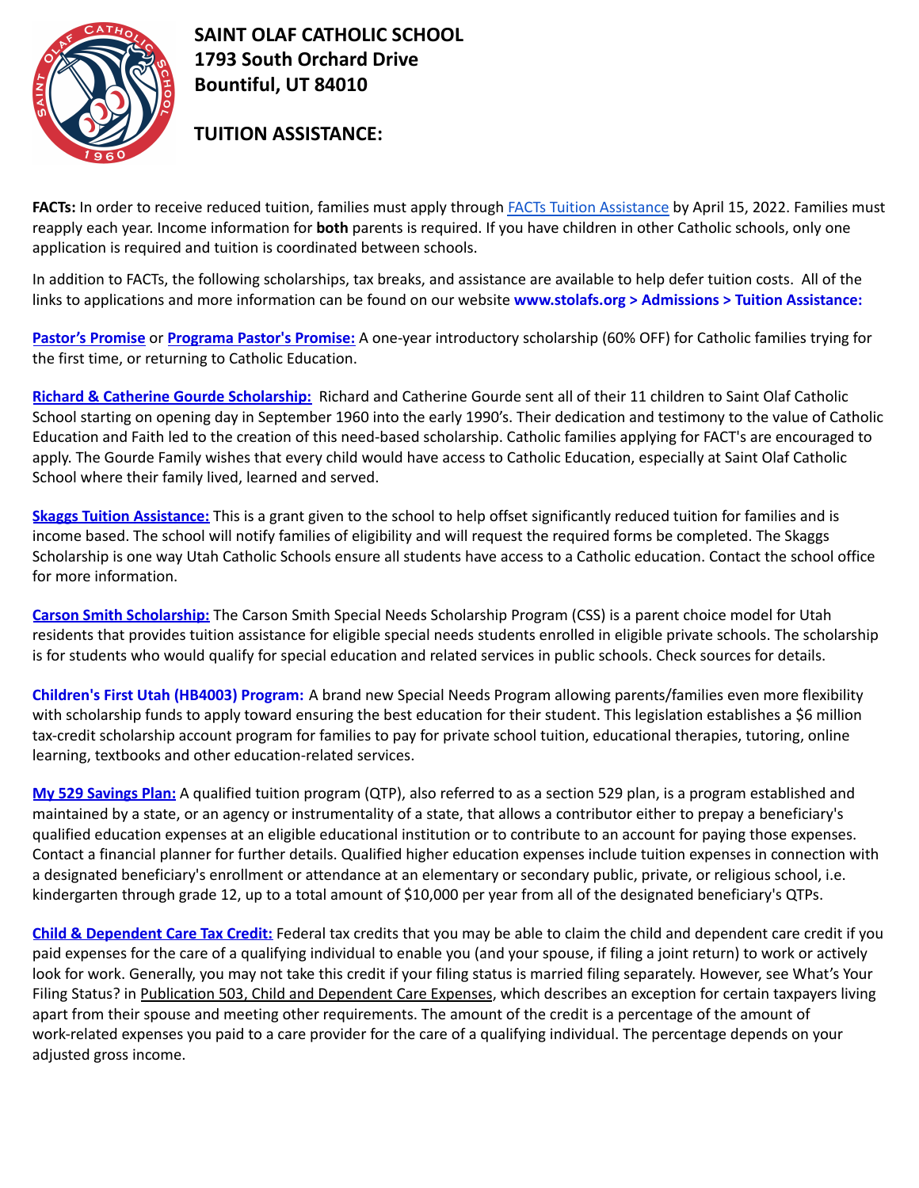# SAINT OLAF CATHOLIC SCHOOL
## 1793 South Orchard Drive
## Bountiful, UT 84010

## TUITION ASSISTANCE:

**FACTs:** In order to receive reduced tuition, families must apply through FACTs Tuition Assistance by April 15, 2022. Families must reapply each year. Income information for **both** parents is required. If you have children in other Catholic schools, only one application is required and tuition is coordinated between schools.

In addition to FACTs, the following scholarships, tax breaks, and assistance are available to help defer tuition costs. All of the links to applications and more information can be found on our website **www.stolafs.org > Admissions > Tuition Assistance:**

**Pastor's Promise** or **Programa Pastor's Promise:** A one-year introductory scholarship (60% OFF) for Catholic families trying for the first time, or returning to Catholic Education.

**Richard & Catherine Gourde Scholarship:** Richard and Catherine Gourde sent all of their 11 children to Saint Olaf Catholic School starting on opening day in September 1960 into the early 1990's. Their dedication and testimony to the value of Catholic Education and Faith led to the creation of this need-based scholarship. Catholic families applying for FACT's are encouraged to apply. The Gourde Family wishes that every child would have access to Catholic Education, especially at Saint Olaf Catholic School where their family lived, learned and served.

**Skaggs Tuition Assistance:** This is a grant given to the school to help offset significantly reduced tuition for families and is income based. The school will notify families of eligibility and will request the required forms be completed. The Skaggs Scholarship is one way Utah Catholic Schools ensure all students have access to a Catholic education. Contact the school office for more information.

**Carson Smith Scholarship:** The Carson Smith Special Needs Scholarship Program (CSS) is a parent choice model for Utah residents that provides tuition assistance for eligible special needs students enrolled in eligible private schools. The scholarship is for students who would qualify for special education and related services in public schools. Check sources for details.

**Children's First Utah (HB4003) Program:** A brand new Special Needs Program allowing parents/families even more flexibility with scholarship funds to apply toward ensuring the best education for their student. This legislation establishes a $6 million tax-credit scholarship account program for families to pay for private school tuition, educational therapies, tutoring, online learning, textbooks and other education-related services.

**My 529 Savings Plan:** A qualified tuition program (QTP), also referred to as a section 529 plan, is a program established and maintained by a state, or an agency or instrumentality of a state, that allows a contributor either to prepay a beneficiary's qualified education expenses at an eligible educational institution or to contribute to an account for paying those expenses. Contact a financial planner for further details. Qualified higher education expenses include tuition expenses in connection with a designated beneficiary's enrollment or attendance at an elementary or secondary public, private, or religious school, i.e. kindergarten through grade 12, up to a total amount of $10,000 per year from all of the designated beneficiary's QTPs.

**Child & Dependent Care Tax Credit:** Federal tax credits that you may be able to claim the child and dependent care credit if you paid expenses for the care of a qualifying individual to enable you (and your spouse, if filing a joint return) to work or actively look for work. Generally, you may not take this credit if your filing status is married filing separately. However, see What's Your Filing Status? in Publication 503, Child and Dependent Care Expenses, which describes an exception for certain taxpayers living apart from their spouse and meeting other requirements. The amount of the credit is a percentage of the amount of work-related expenses you paid to a care provider for the care of a qualifying individual. The percentage depends on your adjusted gross income.